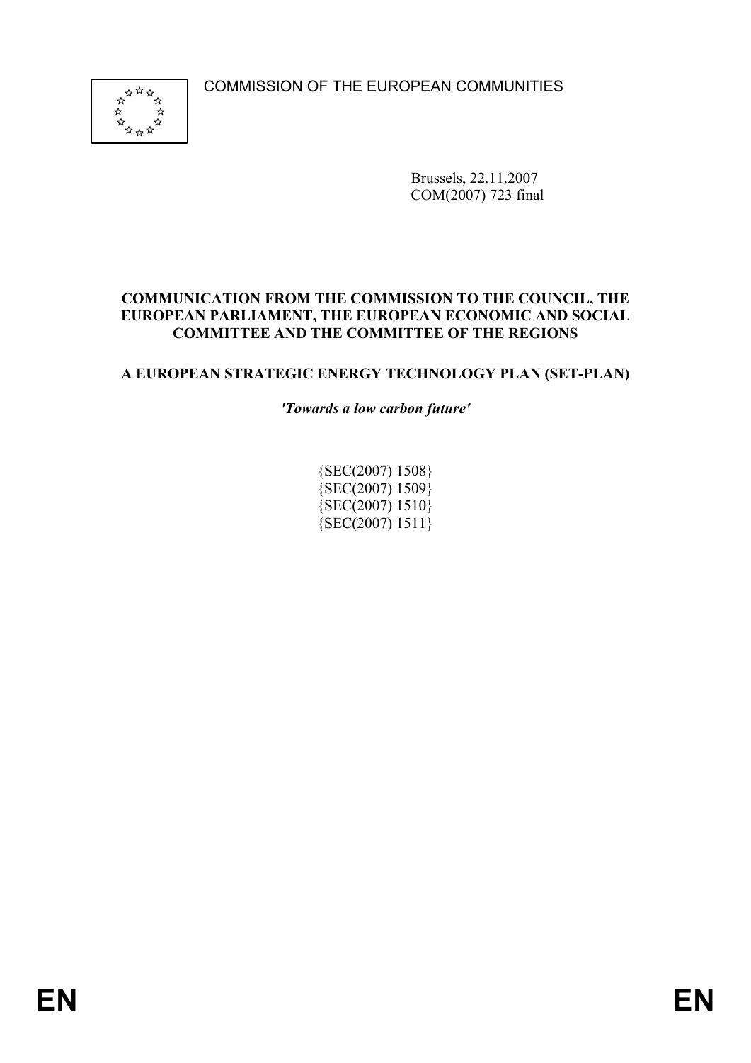COMMISSION OF THE EUROPEAN COMMUNITIES

Brussels, 22.11.2007
COM(2007) 723 final

**COMMUNICATION FROM THE COMMISSION TO THE COUNCIL, THE EUROPEAN PARLIAMENT, THE EUROPEAN ECONOMIC AND SOCIAL COMMITTEE AND THE COMMITTEE OF THE REGIONS**

# A EUROPEAN STRATEGIC ENERGY TECHNOLOGY PLAN (SET-PLAN)

***'Towards a low carbon future'***

{SEC(2007) 1508}
{SEC(2007) 1509}
{SEC(2007) 1510}
{SEC(2007) 1511}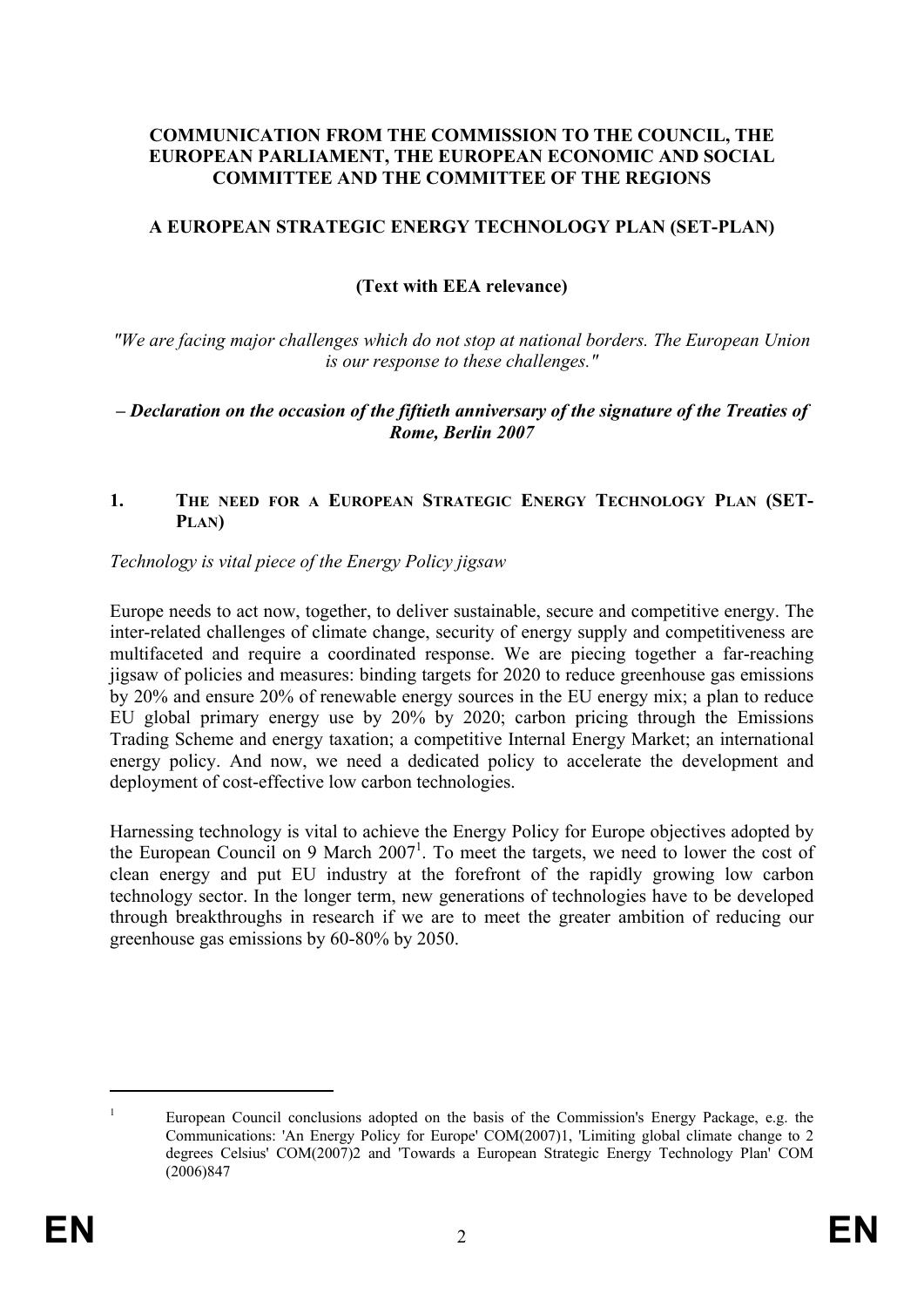**COMMUNICATION FROM THE COMMISSION TO THE COUNCIL, THE EUROPEAN PARLIAMENT, THE EUROPEAN ECONOMIC AND SOCIAL COMMITTEE AND THE COMMITTEE OF THE REGIONS**

**A EUROPEAN STRATEGIC ENERGY TECHNOLOGY PLAN (SET-PLAN)**

**(Text with EEA relevance)**

*"We are facing major challenges which do not stop at national borders. The European Union is our response to these challenges."*

***– Declaration on the occasion of the fiftieth anniversary of the signature of the Treaties of Rome, Berlin 2007***

## 1. THE NEED FOR A EUROPEAN STRATEGIC ENERGY TECHNOLOGY PLAN (SET-PLAN)

*Technology is vital piece of the Energy Policy jigsaw*

Europe needs to act now, together, to deliver sustainable, secure and competitive energy. The inter-related challenges of climate change, security of energy supply and competitiveness are multifaceted and require a coordinated response. We are piecing together a far-reaching jigsaw of policies and measures: binding targets for 2020 to reduce greenhouse gas emissions by 20% and ensure 20% of renewable energy sources in the EU energy mix; a plan to reduce EU global primary energy use by 20% by 2020; carbon pricing through the Emissions Trading Scheme and energy taxation; a competitive Internal Energy Market; an international energy policy. And now, we need a dedicated policy to accelerate the development and deployment of cost-effective low carbon technologies.

Harnessing technology is vital to achieve the Energy Policy for Europe objectives adopted by the European Council on 9 March 2007[1]. To meet the targets, we need to lower the cost of clean energy and put EU industry at the forefront of the rapidly growing low carbon technology sector. In the longer term, new generations of technologies have to be developed through breakthroughs in research if we are to meet the greater ambition of reducing our greenhouse gas emissions by 60-80% by 2050.

---

[1] European Council conclusions adopted on the basis of the Commission's Energy Package, e.g. the Communications: 'An Energy Policy for Europe' COM(2007)1, 'Limiting global climate change to 2 degrees Celsius' COM(2007)2 and 'Towards a European Strategic Energy Technology Plan' COM (2006)847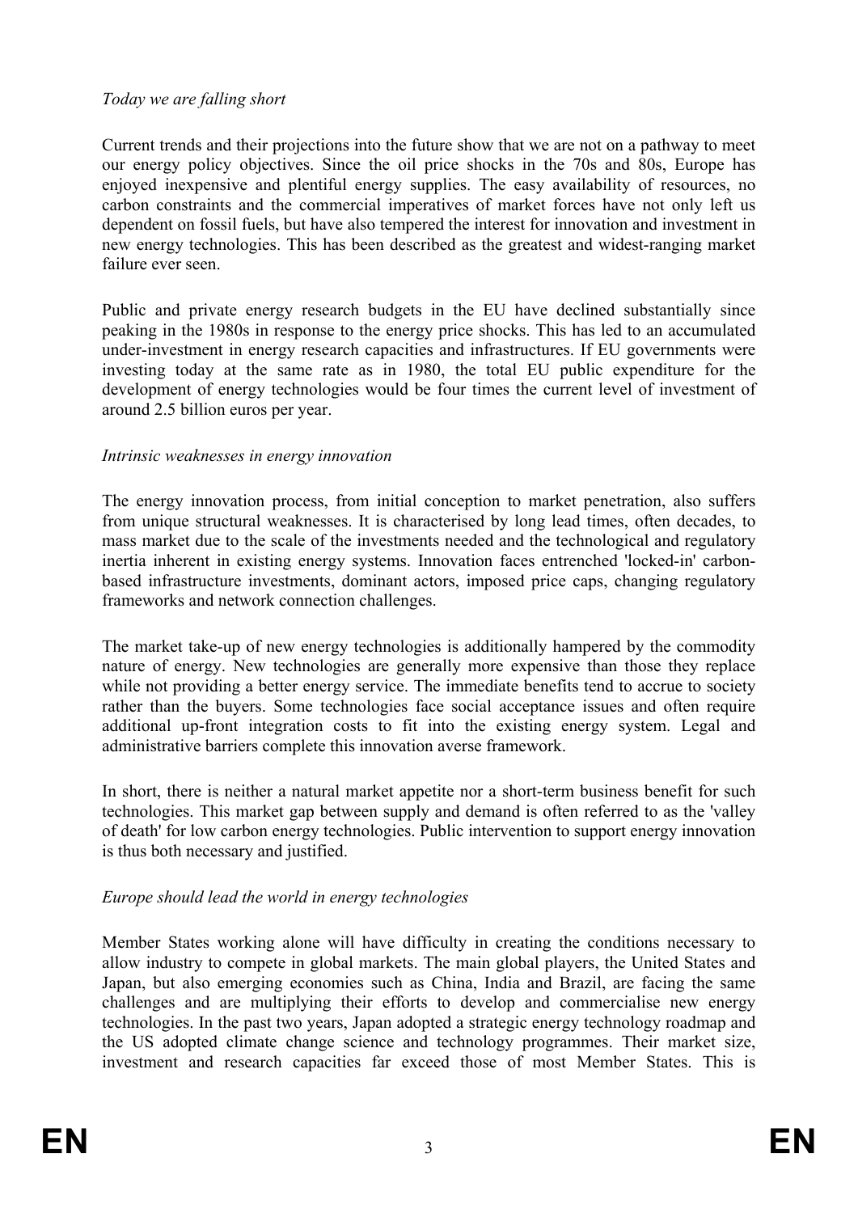*Today we are falling short*

Current trends and their projections into the future show that we are not on a pathway to meet our energy policy objectives. Since the oil price shocks in the 70s and 80s, Europe has enjoyed inexpensive and plentiful energy supplies. The easy availability of resources, no carbon constraints and the commercial imperatives of market forces have not only left us dependent on fossil fuels, but have also tempered the interest for innovation and investment in new energy technologies. This has been described as the greatest and widest-ranging market failure ever seen.

Public and private energy research budgets in the EU have declined substantially since peaking in the 1980s in response to the energy price shocks. This has led to an accumulated under-investment in energy research capacities and infrastructures. If EU governments were investing today at the same rate as in 1980, the total EU public expenditure for the development of energy technologies would be four times the current level of investment of around 2.5 billion euros per year.

*Intrinsic weaknesses in energy innovation*

The energy innovation process, from initial conception to market penetration, also suffers from unique structural weaknesses. It is characterised by long lead times, often decades, to mass market due to the scale of the investments needed and the technological and regulatory inertia inherent in existing energy systems. Innovation faces entrenched 'locked-in' carbon-based infrastructure investments, dominant actors, imposed price caps, changing regulatory frameworks and network connection challenges.

The market take-up of new energy technologies is additionally hampered by the commodity nature of energy. New technologies are generally more expensive than those they replace while not providing a better energy service. The immediate benefits tend to accrue to society rather than the buyers. Some technologies face social acceptance issues and often require additional up-front integration costs to fit into the existing energy system. Legal and administrative barriers complete this innovation averse framework.

In short, there is neither a natural market appetite nor a short-term business benefit for such technologies. This market gap between supply and demand is often referred to as the 'valley of death' for low carbon energy technologies. Public intervention to support energy innovation is thus both necessary and justified.

*Europe should lead the world in energy technologies*

Member States working alone will have difficulty in creating the conditions necessary to allow industry to compete in global markets. The main global players, the United States and Japan, but also emerging economies such as China, India and Brazil, are facing the same challenges and are multiplying their efforts to develop and commercialise new energy technologies. In the past two years, Japan adopted a strategic energy technology roadmap and the US adopted climate change science and technology programmes. Their market size, investment and research capacities far exceed those of most Member States. This is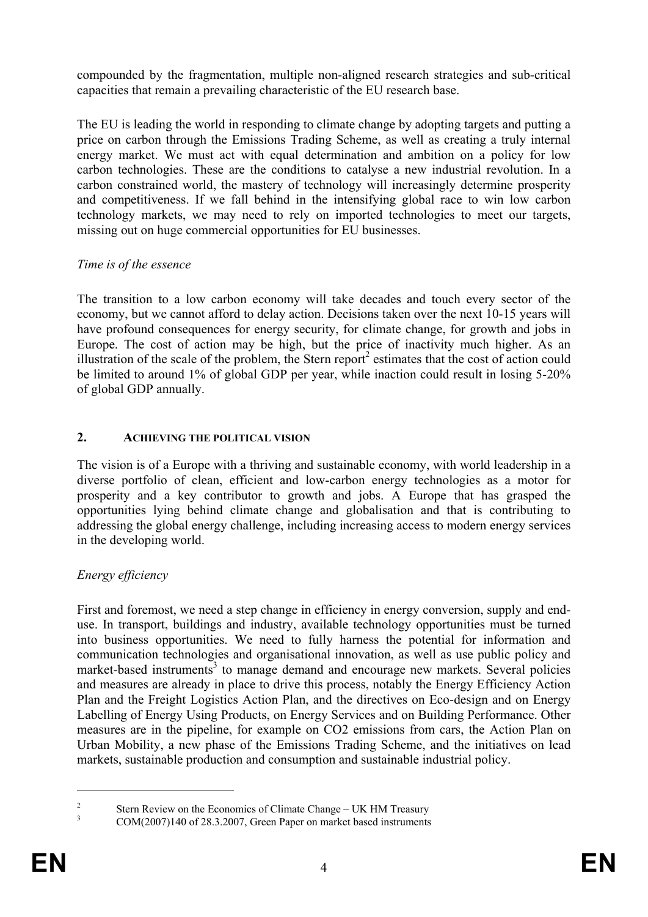compounded by the fragmentation, multiple non-aligned research strategies and sub-critical capacities that remain a prevailing characteristic of the EU research base.

The EU is leading the world in responding to climate change by adopting targets and putting a price on carbon through the Emissions Trading Scheme, as well as creating a truly internal energy market. We must act with equal determination and ambition on a policy for low carbon technologies. These are the conditions to catalyse a new industrial revolution. In a carbon constrained world, the mastery of technology will increasingly determine prosperity and competitiveness. If we fall behind in the intensifying global race to win low carbon technology markets, we may need to rely on imported technologies to meet our targets, missing out on huge commercial opportunities for EU businesses.

*Time is of the essence*

The transition to a low carbon economy will take decades and touch every sector of the economy, but we cannot afford to delay action. Decisions taken over the next 10-15 years will have profound consequences for energy security, for climate change, for growth and jobs in Europe. The cost of action may be high, but the price of inactivity much higher. As an illustration of the scale of the problem, the Stern report[2] estimates that the cost of action could be limited to around 1% of global GDP per year, while inaction could result in losing 5-20% of global GDP annually.

## 2. ACHIEVING THE POLITICAL VISION

The vision is of a Europe with a thriving and sustainable economy, with world leadership in a diverse portfolio of clean, efficient and low-carbon energy technologies as a motor for prosperity and a key contributor to growth and jobs. A Europe that has grasped the opportunities lying behind climate change and globalisation and that is contributing to addressing the global energy challenge, including increasing access to modern energy services in the developing world.

*Energy efficiency*

First and foremost, we need a step change in efficiency in energy conversion, supply and end-use. In transport, buildings and industry, available technology opportunities must be turned into business opportunities. We need to fully harness the potential for information and communication technologies and organisational innovation, as well as use public policy and market-based instruments[3] to manage demand and encourage new markets. Several policies and measures are already in place to drive this process, notably the Energy Efficiency Action Plan and the Freight Logistics Action Plan, and the directives on Eco-design and on Energy Labelling of Energy Using Products, on Energy Services and on Building Performance. Other measures are in the pipeline, for example on $CO_2$ emissions from cars, the Action Plan on Urban Mobility, a new phase of the Emissions Trading Scheme, and the initiatives on lead markets, sustainable production and consumption and sustainable industrial policy.

---

[2] Stern Review on the Economics of Climate Change – UK HM Treasury

[3] COM(2007)140 of 28.3.2007, Green Paper on market based instruments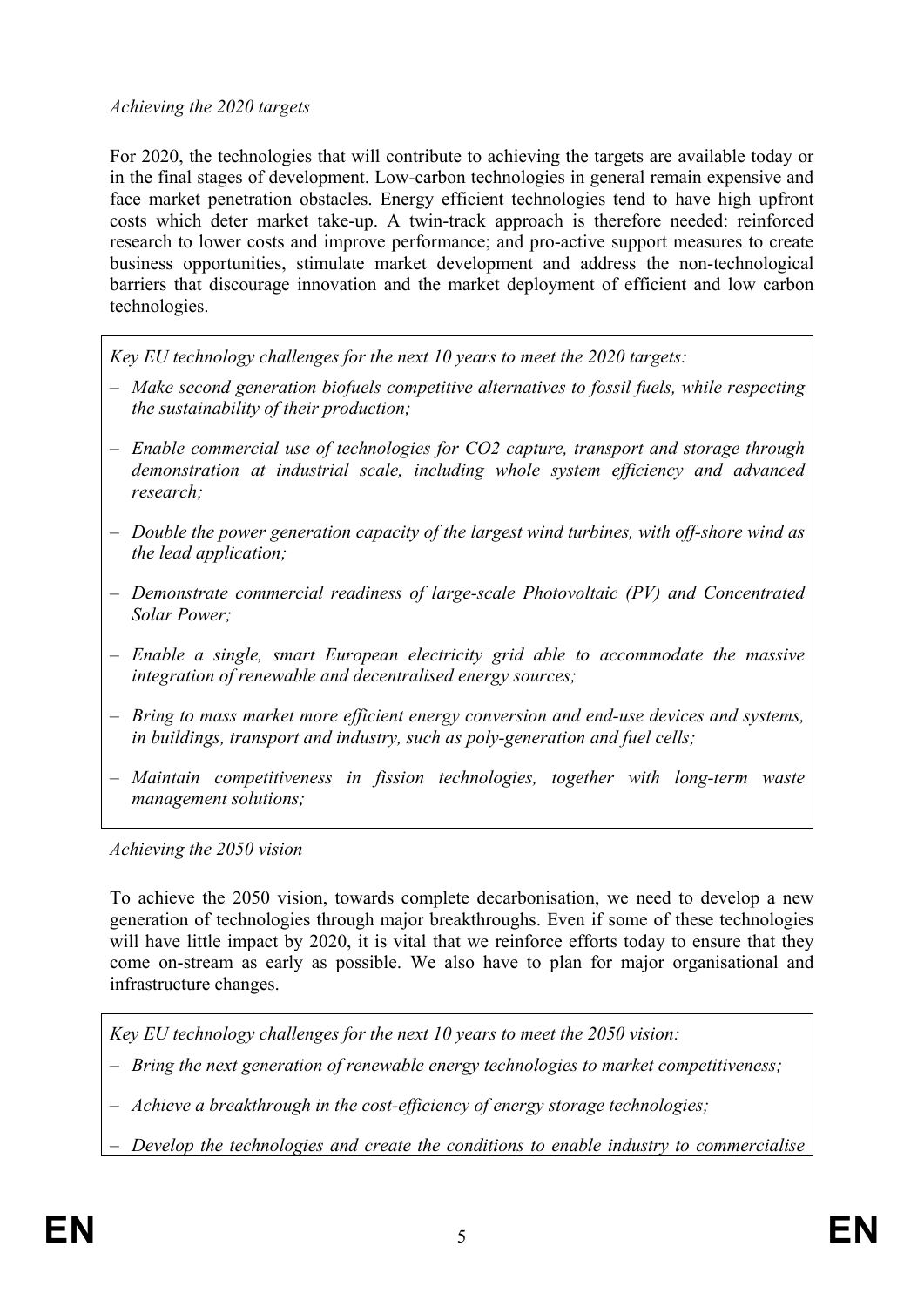*Achieving the 2020 targets*

For 2020, the technologies that will contribute to achieving the targets are available today or in the final stages of development. Low-carbon technologies in general remain expensive and face market penetration obstacles. Energy efficient technologies tend to have high upfront costs which deter market take-up. A twin-track approach is therefore needed: reinforced research to lower costs and improve performance; and pro-active support measures to create business opportunities, stimulate market development and address the non-technological barriers that discourage innovation and the market deployment of efficient and low carbon technologies.

*Key EU technology challenges for the next 10 years to meet the 2020 targets:*

- *Make second generation biofuels competitive alternatives to fossil fuels, while respecting the sustainability of their production;*
- *Enable commercial use of technologies for CO2 capture, transport and storage through demonstration at industrial scale, including whole system efficiency and advanced research;*
- *Double the power generation capacity of the largest wind turbines, with off-shore wind as the lead application;*
- *Demonstrate commercial readiness of large-scale Photovoltaic (PV) and Concentrated Solar Power;*
- *Enable a single, smart European electricity grid able to accommodate the massive integration of renewable and decentralised energy sources;*
- *Bring to mass market more efficient energy conversion and end-use devices and systems, in buildings, transport and industry, such as poly-generation and fuel cells;*
- *Maintain competitiveness in fission technologies, together with long-term waste management solutions;*

*Achieving the 2050 vision*

To achieve the 2050 vision, towards complete decarbonisation, we need to develop a new generation of technologies through major breakthroughs. Even if some of these technologies will have little impact by 2020, it is vital that we reinforce efforts today to ensure that they come on-stream as early as possible. We also have to plan for major organisational and infrastructure changes.

*Key EU technology challenges for the next 10 years to meet the 2050 vision:*

- *Bring the next generation of renewable energy technologies to market competitiveness;*
- *Achieve a breakthrough in the cost-efficiency of energy storage technologies;*
- *Develop the technologies and create the conditions to enable industry to commercialise*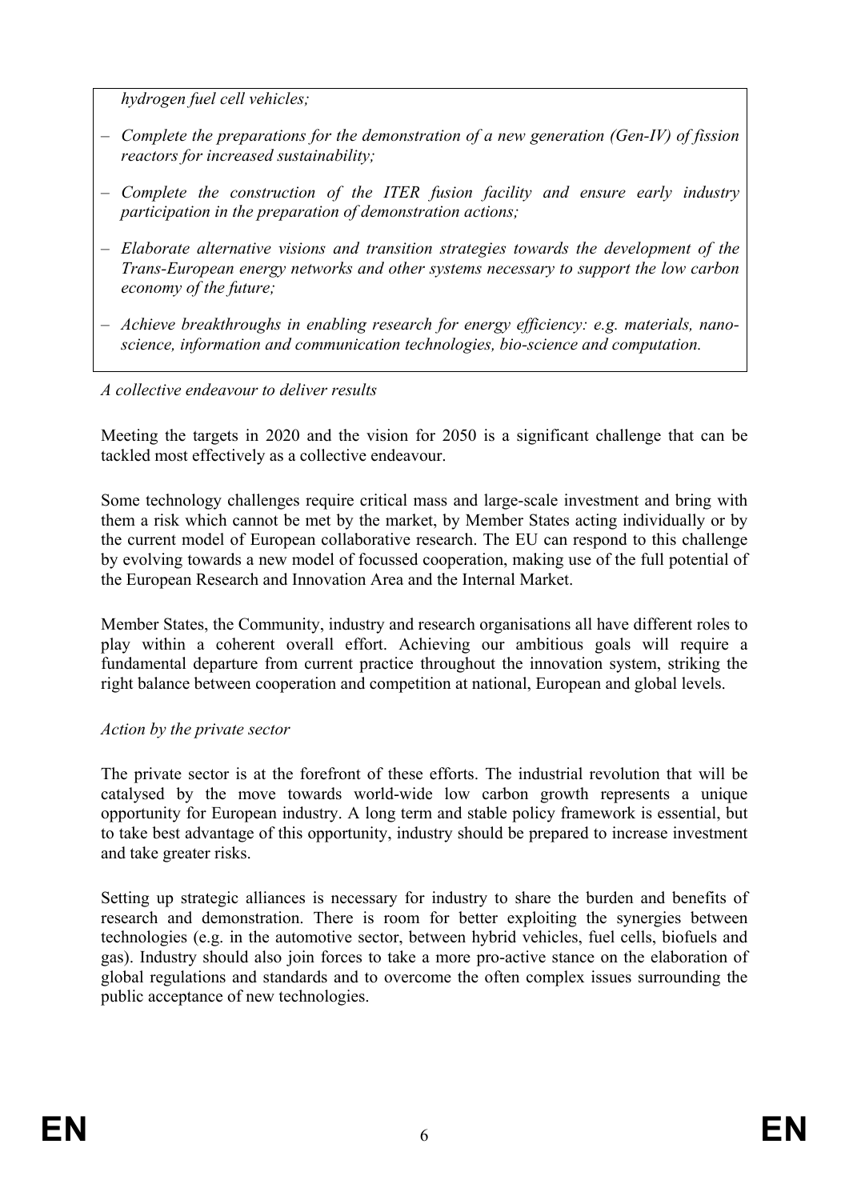*hydrogen fuel cell vehicles;*

- *Complete the preparations for the demonstration of a new generation (Gen-IV) of fission reactors for increased sustainability;*
- *Complete the construction of the ITER fusion facility and ensure early industry participation in the preparation of demonstration actions;*
- *Elaborate alternative visions and transition strategies towards the development of the Trans-European energy networks and other systems necessary to support the low carbon economy of the future;*
- *Achieve breakthroughs in enabling research for energy efficiency: e.g. materials, nano-science, information and communication technologies, bio-science and computation.*

*A collective endeavour to deliver results*

Meeting the targets in 2020 and the vision for 2050 is a significant challenge that can be tackled most effectively as a collective endeavour.

Some technology challenges require critical mass and large-scale investment and bring with them a risk which cannot be met by the market, by Member States acting individually or by the current model of European collaborative research. The EU can respond to this challenge by evolving towards a new model of focussed cooperation, making use of the full potential of the European Research and Innovation Area and the Internal Market.

Member States, the Community, industry and research organisations all have different roles to play within a coherent overall effort. Achieving our ambitious goals will require a fundamental departure from current practice throughout the innovation system, striking the right balance between cooperation and competition at national, European and global levels.

*Action by the private sector*

The private sector is at the forefront of these efforts. The industrial revolution that will be catalysed by the move towards world-wide low carbon growth represents a unique opportunity for European industry. A long term and stable policy framework is essential, but to take best advantage of this opportunity, industry should be prepared to increase investment and take greater risks.

Setting up strategic alliances is necessary for industry to share the burden and benefits of research and demonstration. There is room for better exploiting the synergies between technologies (e.g. in the automotive sector, between hybrid vehicles, fuel cells, biofuels and gas). Industry should also join forces to take a more pro-active stance on the elaboration of global regulations and standards and to overcome the often complex issues surrounding the public acceptance of new technologies.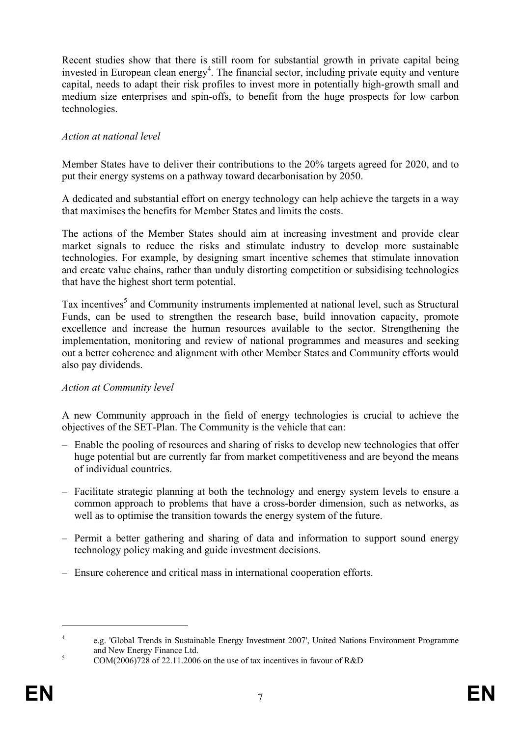Recent studies show that there is still room for substantial growth in private capital being invested in European clean energy[4]. The financial sector, including private equity and venture capital, needs to adapt their risk profiles to invest more in potentially high-growth small and medium size enterprises and spin-offs, to benefit from the huge prospects for low carbon technologies.

*Action at national level*

Member States have to deliver their contributions to the 20% targets agreed for 2020, and to put their energy systems on a pathway toward decarbonisation by 2050.

A dedicated and substantial effort on energy technology can help achieve the targets in a way that maximises the benefits for Member States and limits the costs.

The actions of the Member States should aim at increasing investment and provide clear market signals to reduce the risks and stimulate industry to develop more sustainable technologies. For example, by designing smart incentive schemes that stimulate innovation and create value chains, rather than unduly distorting competition or subsidising technologies that have the highest short term potential.

Tax incentives[5] and Community instruments implemented at national level, such as Structural Funds, can be used to strengthen the research base, build innovation capacity, promote excellence and increase the human resources available to the sector. Strengthening the implementation, monitoring and review of national programmes and measures and seeking out a better coherence and alignment with other Member States and Community efforts would also pay dividends.

*Action at Community level*

A new Community approach in the field of energy technologies is crucial to achieve the objectives of the SET-Plan. The Community is the vehicle that can:

- Enable the pooling of resources and sharing of risks to develop new technologies that offer huge potential but are currently far from market competitiveness and are beyond the means of individual countries.
- Facilitate strategic planning at both the technology and energy system levels to ensure a common approach to problems that have a cross-border dimension, such as networks, as well as to optimise the transition towards the energy system of the future.
- Permit a better gathering and sharing of data and information to support sound energy technology policy making and guide investment decisions.
- Ensure coherence and critical mass in international cooperation efforts.

---

[4] e.g. 'Global Trends in Sustainable Energy Investment 2007', United Nations Environment Programme and New Energy Finance Ltd.

[5] COM(2006)728 of 22.11.2006 on the use of tax incentives in favour of R&D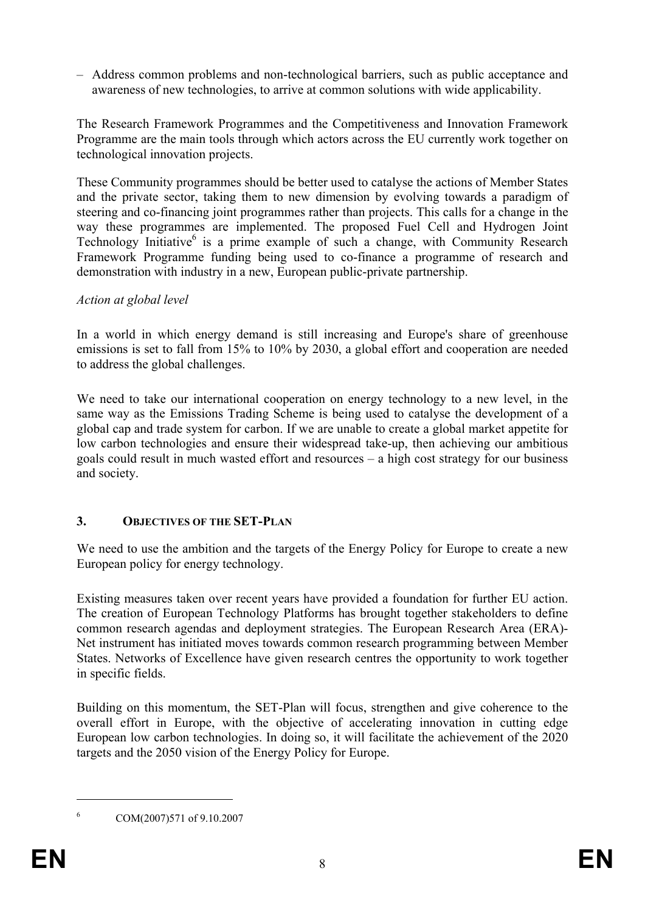– Address common problems and non-technological barriers, such as public acceptance and awareness of new technologies, to arrive at common solutions with wide applicability.

The Research Framework Programmes and the Competitiveness and Innovation Framework Programme are the main tools through which actors across the EU currently work together on technological innovation projects.

These Community programmes should be better used to catalyse the actions of Member States and the private sector, taking them to new dimension by evolving towards a paradigm of steering and co-financing joint programmes rather than projects. This calls for a change in the way these programmes are implemented. The proposed Fuel Cell and Hydrogen Joint Technology Initiative[6] is a prime example of such a change, with Community Research Framework Programme funding being used to co-finance a programme of research and demonstration with industry in a new, European public-private partnership.

*Action at global level*

In a world in which energy demand is still increasing and Europe's share of greenhouse emissions is set to fall from 15% to 10% by 2030, a global effort and cooperation are needed to address the global challenges.

We need to take our international cooperation on energy technology to a new level, in the same way as the Emissions Trading Scheme is being used to catalyse the development of a global cap and trade system for carbon. If we are unable to create a global market appetite for low carbon technologies and ensure their widespread take-up, then achieving our ambitious goals could result in much wasted effort and resources – a high cost strategy for our business and society.

## 3. OBJECTIVES OF THE SET-PLAN

We need to use the ambition and the targets of the Energy Policy for Europe to create a new European policy for energy technology.

Existing measures taken over recent years have provided a foundation for further EU action. The creation of European Technology Platforms has brought together stakeholders to define common research agendas and deployment strategies. The European Research Area (ERA)-Net instrument has initiated moves towards common research programming between Member States. Networks of Excellence have given research centres the opportunity to work together in specific fields.

Building on this momentum, the SET-Plan will focus, strengthen and give coherence to the overall effort in Europe, with the objective of accelerating innovation in cutting edge European low carbon technologies. In doing so, it will facilitate the achievement of the 2020 targets and the 2050 vision of the Energy Policy for Europe.

---

[6] COM(2007)571 of 9.10.2007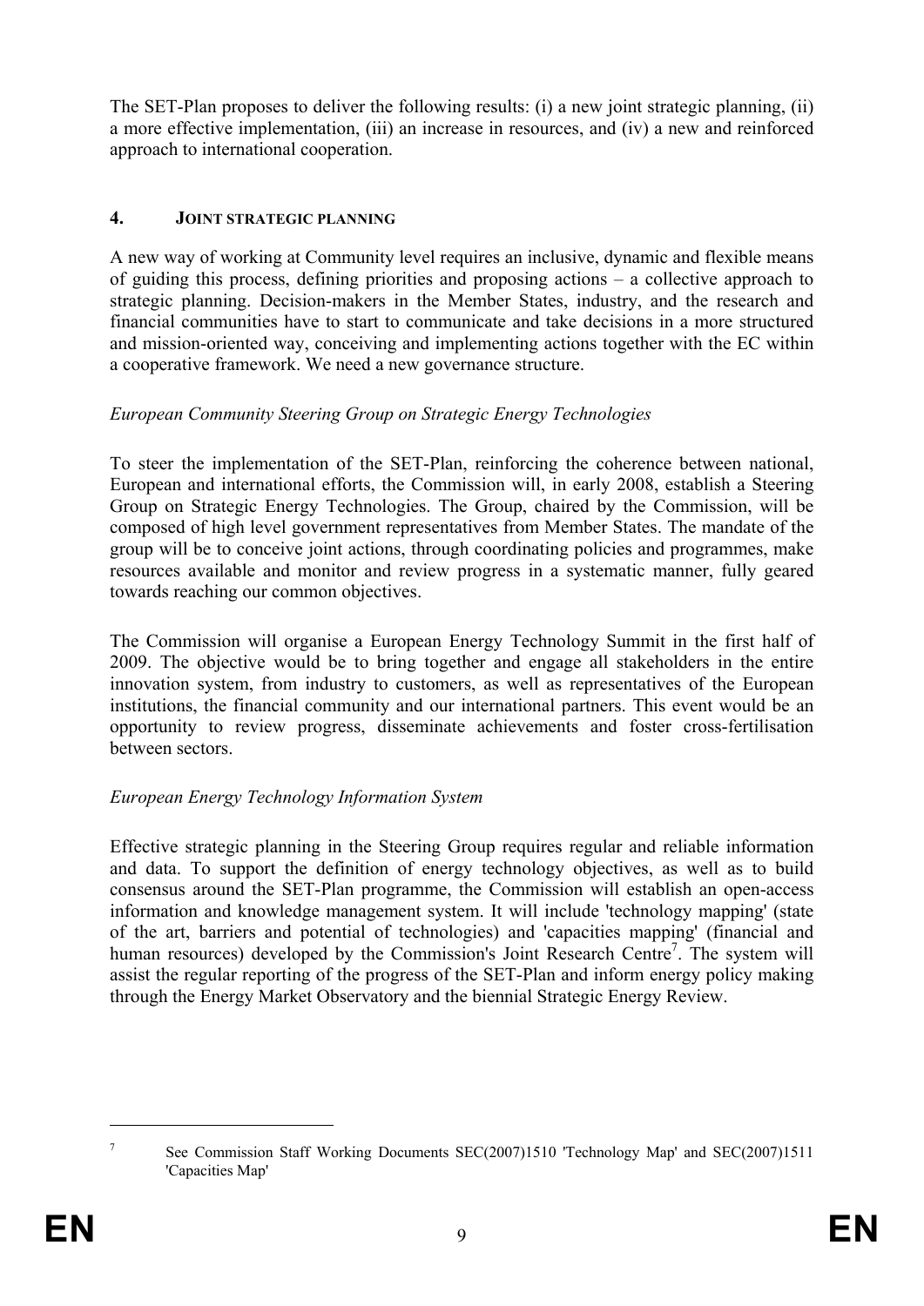The SET-Plan proposes to deliver the following results: (i) a new joint strategic planning, (ii) a more effective implementation, (iii) an increase in resources, and (iv) a new and reinforced approach to international cooperation.

## 4. JOINT STRATEGIC PLANNING

A new way of working at Community level requires an inclusive, dynamic and flexible means of guiding this process, defining priorities and proposing actions – a collective approach to strategic planning. Decision-makers in the Member States, industry, and the research and financial communities have to start to communicate and take decisions in a more structured and mission-oriented way, conceiving and implementing actions together with the EC within a cooperative framework. We need a new governance structure.

*European Community Steering Group on Strategic Energy Technologies*

To steer the implementation of the SET-Plan, reinforcing the coherence between national, European and international efforts, the Commission will, in early 2008, establish a Steering Group on Strategic Energy Technologies. The Group, chaired by the Commission, will be composed of high level government representatives from Member States. The mandate of the group will be to conceive joint actions, through coordinating policies and programmes, make resources available and monitor and review progress in a systematic manner, fully geared towards reaching our common objectives.

The Commission will organise a European Energy Technology Summit in the first half of 2009. The objective would be to bring together and engage all stakeholders in the entire innovation system, from industry to customers, as well as representatives of the European institutions, the financial community and our international partners. This event would be an opportunity to review progress, disseminate achievements and foster cross-fertilisation between sectors.

*European Energy Technology Information System*

Effective strategic planning in the Steering Group requires regular and reliable information and data. To support the definition of energy technology objectives, as well as to build consensus around the SET-Plan programme, the Commission will establish an open-access information and knowledge management system. It will include 'technology mapping' (state of the art, barriers and potential of technologies) and 'capacities mapping' (financial and human resources) developed by the Commission's Joint Research Centre[7]. The system will assist the regular reporting of the progress of the SET-Plan and inform energy policy making through the Energy Market Observatory and the biennial Strategic Energy Review.

---

[7] See Commission Staff Working Documents SEC(2007)1510 'Technology Map' and SEC(2007)1511 'Capacities Map'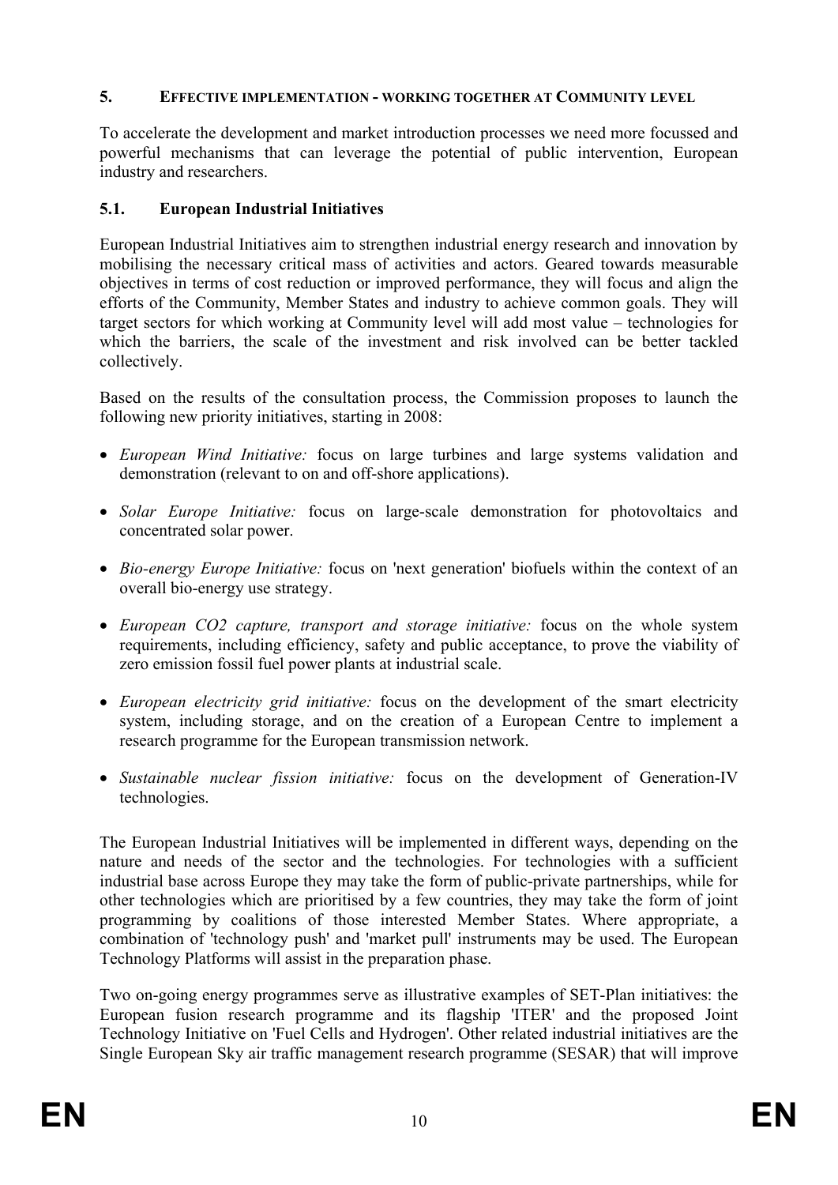## 5. EFFECTIVE IMPLEMENTATION - WORKING TOGETHER AT COMMUNITY LEVEL

To accelerate the development and market introduction processes we need more focussed and powerful mechanisms that can leverage the potential of public intervention, European industry and researchers.

### 5.1. European Industrial Initiatives

European Industrial Initiatives aim to strengthen industrial energy research and innovation by mobilising the necessary critical mass of activities and actors. Geared towards measurable objectives in terms of cost reduction or improved performance, they will focus and align the efforts of the Community, Member States and industry to achieve common goals. They will target sectors for which working at Community level will add most value – technologies for which the barriers, the scale of the investment and risk involved can be better tackled collectively.

Based on the results of the consultation process, the Commission proposes to launch the following new priority initiatives, starting in 2008:

- *European Wind Initiative:* focus on large turbines and large systems validation and demonstration (relevant to on and off-shore applications).
- *Solar Europe Initiative:* focus on large-scale demonstration for photovoltaics and concentrated solar power.
- *Bio-energy Europe Initiative:* focus on 'next generation' biofuels within the context of an overall bio-energy use strategy.
- *European CO2 capture, transport and storage initiative:* focus on the whole system requirements, including efficiency, safety and public acceptance, to prove the viability of zero emission fossil fuel power plants at industrial scale.
- *European electricity grid initiative:* focus on the development of the smart electricity system, including storage, and on the creation of a European Centre to implement a research programme for the European transmission network.
- *Sustainable nuclear fission initiative:* focus on the development of Generation-IV technologies.

The European Industrial Initiatives will be implemented in different ways, depending on the nature and needs of the sector and the technologies. For technologies with a sufficient industrial base across Europe they may take the form of public-private partnerships, while for other technologies which are prioritised by a few countries, they may take the form of joint programming by coalitions of those interested Member States. Where appropriate, a combination of 'technology push' and 'market pull' instruments may be used. The European Technology Platforms will assist in the preparation phase.

Two on-going energy programmes serve as illustrative examples of SET-Plan initiatives: the European fusion research programme and its flagship 'ITER' and the proposed Joint Technology Initiative on 'Fuel Cells and Hydrogen'. Other related industrial initiatives are the Single European Sky air traffic management research programme (SESAR) that will improve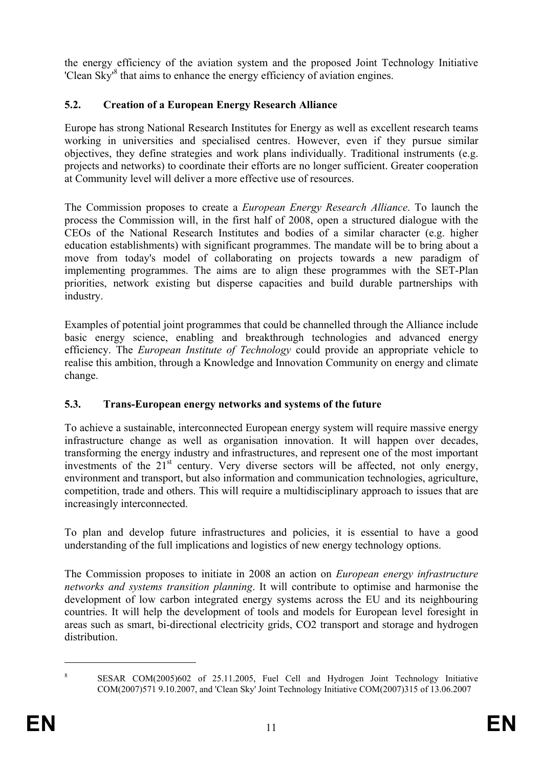the energy efficiency of the aviation system and the proposed Joint Technology Initiative 'Clean Sky'[8] that aims to enhance the energy efficiency of aviation engines.

## 5.2. Creation of a European Energy Research Alliance

Europe has strong National Research Institutes for Energy as well as excellent research teams working in universities and specialised centres. However, even if they pursue similar objectives, they define strategies and work plans individually. Traditional instruments (e.g. projects and networks) to coordinate their efforts are no longer sufficient. Greater cooperation at Community level will deliver a more effective use of resources.

The Commission proposes to create a *European Energy Research Alliance*. To launch the process the Commission will, in the first half of 2008, open a structured dialogue with the CEOs of the National Research Institutes and bodies of a similar character (e.g. higher education establishments) with significant programmes. The mandate will be to bring about a move from today's model of collaborating on projects towards a new paradigm of implementing programmes. The aims are to align these programmes with the SET-Plan priorities, network existing but disperse capacities and build durable partnerships with industry.

Examples of potential joint programmes that could be channelled through the Alliance include basic energy science, enabling and breakthrough technologies and advanced energy efficiency. The *European Institute of Technology* could provide an appropriate vehicle to realise this ambition, through a Knowledge and Innovation Community on energy and climate change.

## 5.3. Trans-European energy networks and systems of the future

To achieve a sustainable, interconnected European energy system will require massive energy infrastructure change as well as organisation innovation. It will happen over decades, transforming the energy industry and infrastructures, and represent one of the most important investments of the 21st century. Very diverse sectors will be affected, not only energy, environment and transport, but also information and communication technologies, agriculture, competition, trade and others. This will require a multidisciplinary approach to issues that are increasingly interconnected.

To plan and develop future infrastructures and policies, it is essential to have a good understanding of the full implications and logistics of new energy technology options.

The Commission proposes to initiate in 2008 an action on *European energy infrastructure networks and systems transition planning*. It will contribute to optimise and harmonise the development of low carbon integrated energy systems across the EU and its neighbouring countries. It will help the development of tools and models for European level foresight in areas such as smart, bi-directional electricity grids, CO2 transport and storage and hydrogen distribution.

---

[8] SESAR COM(2005)602 of 25.11.2005, Fuel Cell and Hydrogen Joint Technology Initiative COM(2007)571 9.10.2007, and 'Clean Sky' Joint Technology Initiative COM(2007)315 of 13.06.2007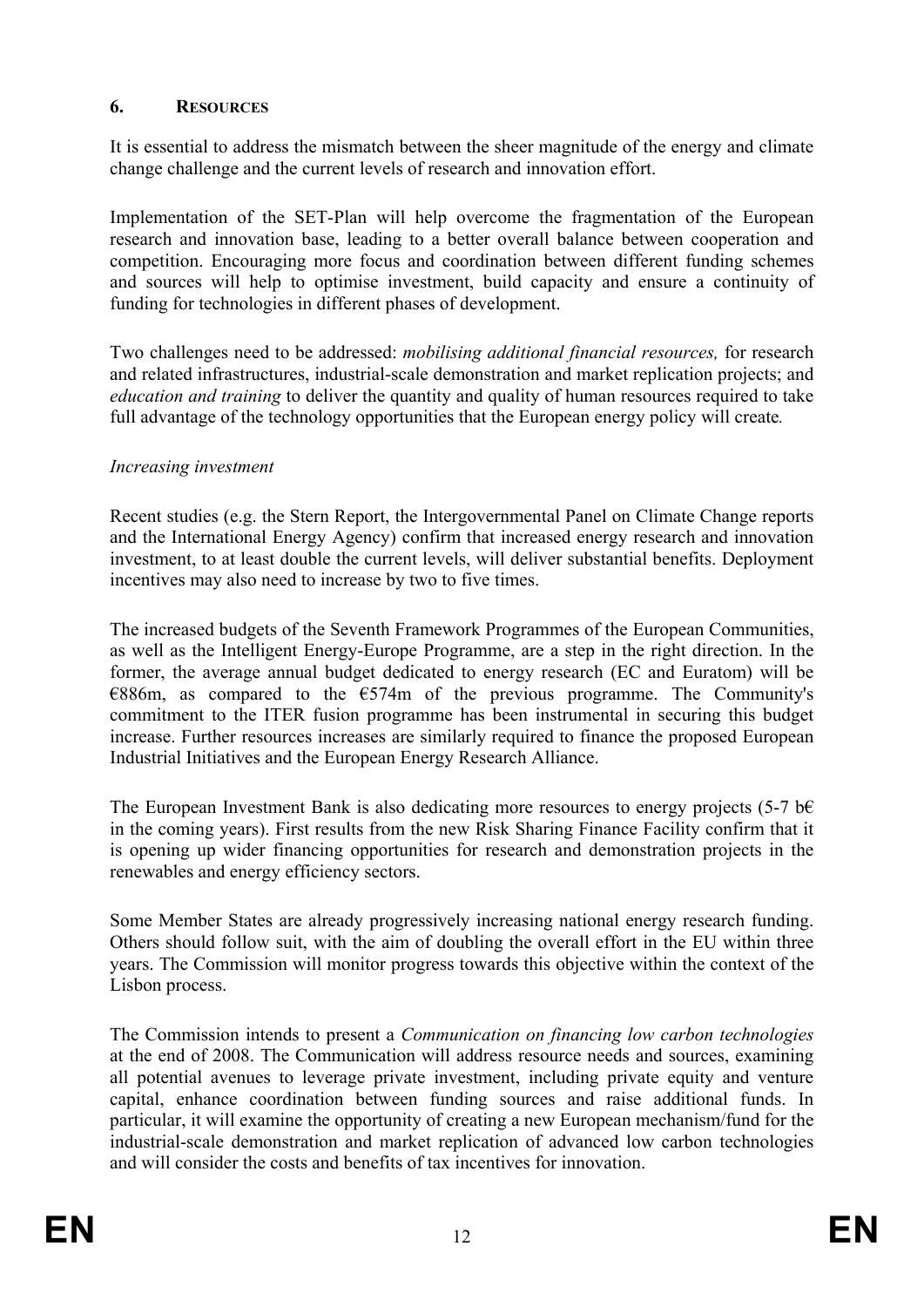## 6. RESOURCES

It is essential to address the mismatch between the sheer magnitude of the energy and climate change challenge and the current levels of research and innovation effort.

Implementation of the SET-Plan will help overcome the fragmentation of the European research and innovation base, leading to a better overall balance between cooperation and competition. Encouraging more focus and coordination between different funding schemes and sources will help to optimise investment, build capacity and ensure a continuity of funding for technologies in different phases of development.

Two challenges need to be addressed: *mobilising additional financial resources,* for research and related infrastructures, industrial-scale demonstration and market replication projects; and *education and training* to deliver the quantity and quality of human resources required to take full advantage of the technology opportunities that the European energy policy will create.

*Increasing investment*

Recent studies (e.g. the Stern Report, the Intergovernmental Panel on Climate Change reports and the International Energy Agency) confirm that increased energy research and innovation investment, to at least double the current levels, will deliver substantial benefits. Deployment incentives may also need to increase by two to five times.

The increased budgets of the Seventh Framework Programmes of the European Communities, as well as the Intelligent Energy-Europe Programme, are a step in the right direction. In the former, the average annual budget dedicated to energy research (EC and Euratom) will be €886m, as compared to the €574m of the previous programme. The Community's commitment to the ITER fusion programme has been instrumental in securing this budget increase. Further resources increases are similarly required to finance the proposed European Industrial Initiatives and the European Energy Research Alliance.

The European Investment Bank is also dedicating more resources to energy projects (5-7 b€ in the coming years). First results from the new Risk Sharing Finance Facility confirm that it is opening up wider financing opportunities for research and demonstration projects in the renewables and energy efficiency sectors.

Some Member States are already progressively increasing national energy research funding. Others should follow suit, with the aim of doubling the overall effort in the EU within three years. The Commission will monitor progress towards this objective within the context of the Lisbon process.

The Commission intends to present a *Communication on financing low carbon technologies* at the end of 2008. The Communication will address resource needs and sources, examining all potential avenues to leverage private investment, including private equity and venture capital, enhance coordination between funding sources and raise additional funds. In particular, it will examine the opportunity of creating a new European mechanism/fund for the industrial-scale demonstration and market replication of advanced low carbon technologies and will consider the costs and benefits of tax incentives for innovation.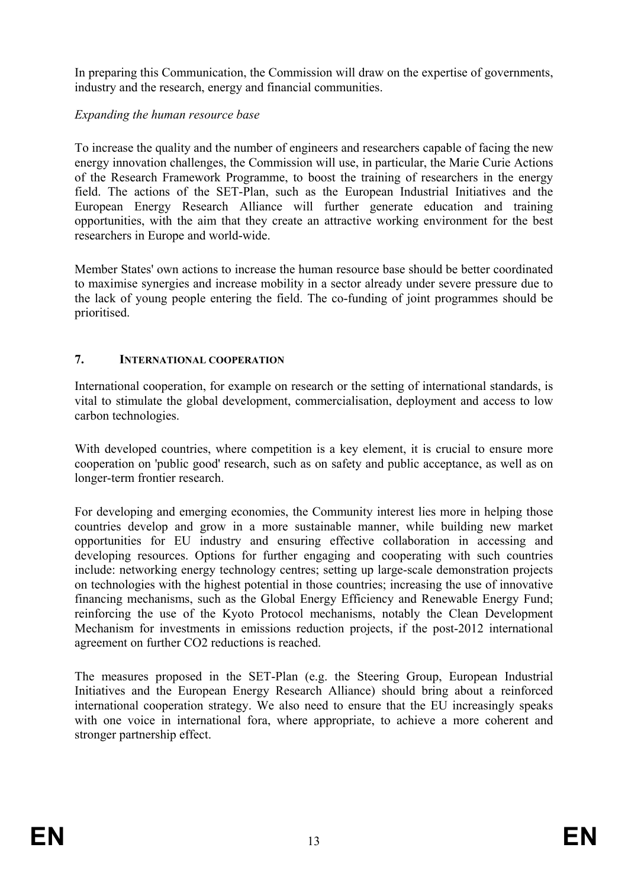In preparing this Communication, the Commission will draw on the expertise of governments, industry and the research, energy and financial communities.

*Expanding the human resource base*

To increase the quality and the number of engineers and researchers capable of facing the new energy innovation challenges, the Commission will use, in particular, the Marie Curie Actions of the Research Framework Programme, to boost the training of researchers in the energy field. The actions of the SET-Plan, such as the European Industrial Initiatives and the European Energy Research Alliance will further generate education and training opportunities, with the aim that they create an attractive working environment for the best researchers in Europe and world-wide.

Member States' own actions to increase the human resource base should be better coordinated to maximise synergies and increase mobility in a sector already under severe pressure due to the lack of young people entering the field. The co-funding of joint programmes should be prioritised.

## 7. INTERNATIONAL COOPERATION

International cooperation, for example on research or the setting of international standards, is vital to stimulate the global development, commercialisation, deployment and access to low carbon technologies.

With developed countries, where competition is a key element, it is crucial to ensure more cooperation on 'public good' research, such as on safety and public acceptance, as well as on longer-term frontier research.

For developing and emerging economies, the Community interest lies more in helping those countries develop and grow in a more sustainable manner, while building new market opportunities for EU industry and ensuring effective collaboration in accessing and developing resources. Options for further engaging and cooperating with such countries include: networking energy technology centres; setting up large-scale demonstration projects on technologies with the highest potential in those countries; increasing the use of innovative financing mechanisms, such as the Global Energy Efficiency and Renewable Energy Fund; reinforcing the use of the Kyoto Protocol mechanisms, notably the Clean Development Mechanism for investments in emissions reduction projects, if the post-2012 international agreement on further $CO_2$ reductions is reached.

The measures proposed in the SET-Plan (e.g. the Steering Group, European Industrial Initiatives and the European Energy Research Alliance) should bring about a reinforced international cooperation strategy. We also need to ensure that the EU increasingly speaks with one voice in international fora, where appropriate, to achieve a more coherent and stronger partnership effect.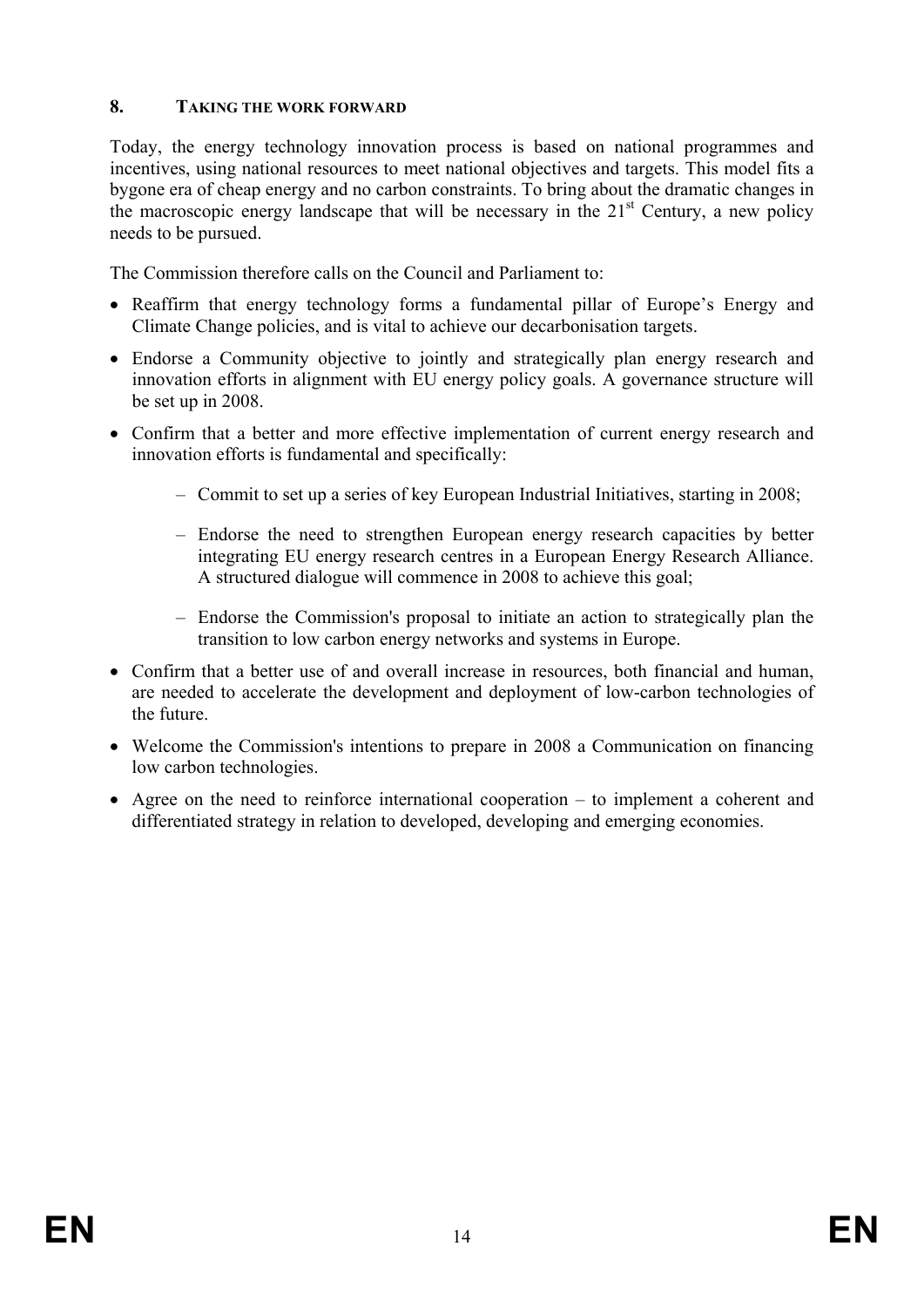## 8. TAKING THE WORK FORWARD

Today, the energy technology innovation process is based on national programmes and incentives, using national resources to meet national objectives and targets. This model fits a bygone era of cheap energy and no carbon constraints. To bring about the dramatic changes in the macroscopic energy landscape that will be necessary in the 21st Century, a new policy needs to be pursued.

The Commission therefore calls on the Council and Parliament to:

- Reaffirm that energy technology forms a fundamental pillar of Europe's Energy and Climate Change policies, and is vital to achieve our decarbonisation targets.
- Endorse a Community objective to jointly and strategically plan energy research and innovation efforts in alignment with EU energy policy goals. A governance structure will be set up in 2008.
- Confirm that a better and more effective implementation of current energy research and innovation efforts is fundamental and specifically:
  - Commit to set up a series of key European Industrial Initiatives, starting in 2008;
  - Endorse the need to strengthen European energy research capacities by better integrating EU energy research centres in a European Energy Research Alliance. A structured dialogue will commence in 2008 to achieve this goal;
  - Endorse the Commission's proposal to initiate an action to strategically plan the transition to low carbon energy networks and systems in Europe.
- Confirm that a better use of and overall increase in resources, both financial and human, are needed to accelerate the development and deployment of low-carbon technologies of the future.
- Welcome the Commission's intentions to prepare in 2008 a Communication on financing low carbon technologies.
- Agree on the need to reinforce international cooperation – to implement a coherent and differentiated strategy in relation to developed, developing and emerging economies.